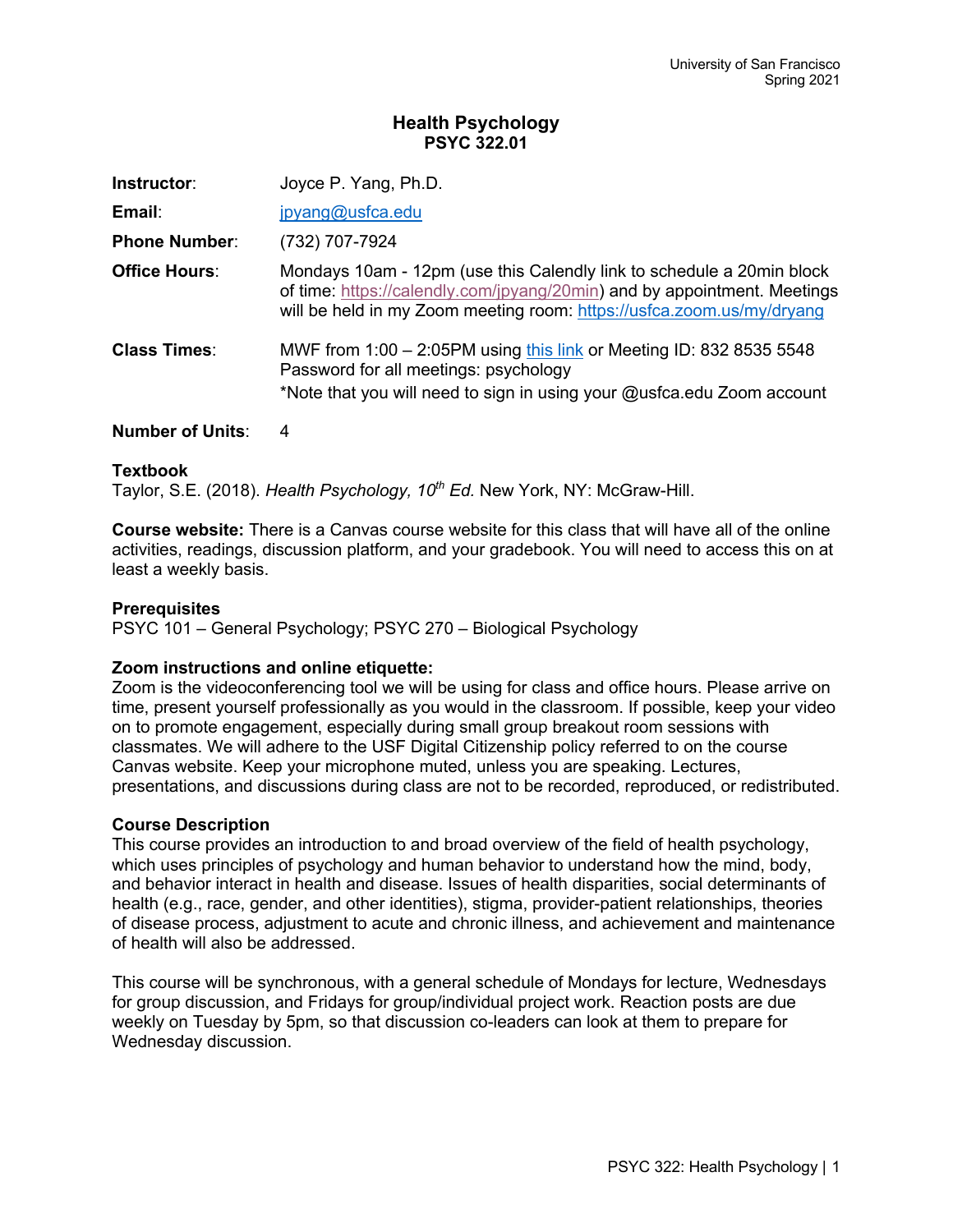University of San Francisco
Spring 2021

# Health Psychology
## PSYC 322.01

**Instructor**: Joyce P. Yang, Ph.D.

**Email**: jpyang@usfca.edu

**Phone Number**: (732) 707-7924

**Office Hours**: Mondays 10am - 12pm (use this Calendly link to schedule a 20min block of time: https://calendly.com/jpyang/20min) and by appointment. Meetings will be held in my Zoom meeting room: https://usfca.zoom.us/my/dryang

**Class Times**: MWF from 1:00 – 2:05PM using this link or Meeting ID: 832 8535 5548
Password for all meetings: psychology
*Note that you will need to sign in using your @usfca.edu Zoom account

**Number of Units**: 4

**Textbook**
Taylor, S.E. (2018). *Health Psychology, 10th Ed.* New York, NY: McGraw-Hill.

**Course website:** There is a Canvas course website for this class that will have all of the online activities, readings, discussion platform, and your gradebook. You will need to access this on at least a weekly basis.

**Prerequisites**
PSYC 101 – General Psychology; PSYC 270 – Biological Psychology

**Zoom instructions and online etiquette:**
Zoom is the videoconferencing tool we will be using for class and office hours. Please arrive on time, present yourself professionally as you would in the classroom. If possible, keep your video on to promote engagement, especially during small group breakout room sessions with classmates. We will adhere to the USF Digital Citizenship policy referred to on the course Canvas website. Keep your microphone muted, unless you are speaking. Lectures, presentations, and discussions during class are not to be recorded, reproduced, or redistributed.

**Course Description**
This course provides an introduction to and broad overview of the field of health psychology, which uses principles of psychology and human behavior to understand how the mind, body, and behavior interact in health and disease. Issues of health disparities, social determinants of health (e.g., race, gender, and other identities), stigma, provider-patient relationships, theories of disease process, adjustment to acute and chronic illness, and achievement and maintenance of health will also be addressed.

This course will be synchronous, with a general schedule of Mondays for lecture, Wednesdays for group discussion, and Fridays for group/individual project work. Reaction posts are due weekly on Tuesday by 5pm, so that discussion co-leaders can look at them to prepare for Wednesday discussion.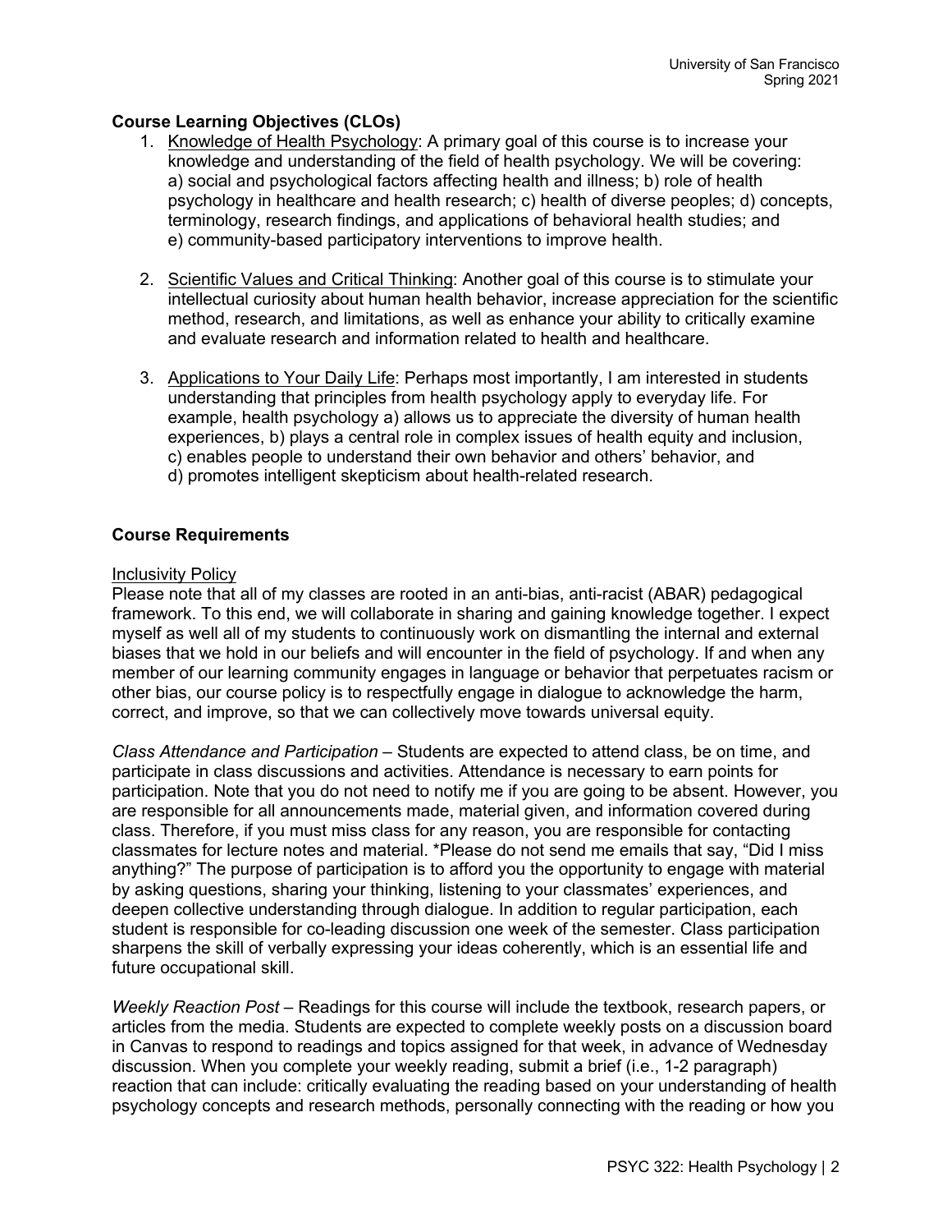**Course Learning Objectives (CLOs)**

1. Knowledge of Health Psychology: A primary goal of this course is to increase your knowledge and understanding of the field of health psychology. We will be covering: a) social and psychological factors affecting health and illness; b) role of health psychology in healthcare and health research; c) health of diverse peoples; d) concepts, terminology, research findings, and applications of behavioral health studies; and e) community-based participatory interventions to improve health.

2. Scientific Values and Critical Thinking: Another goal of this course is to stimulate your intellectual curiosity about human health behavior, increase appreciation for the scientific method, research, and limitations, as well as enhance your ability to critically examine and evaluate research and information related to health and healthcare.

3. Applications to Your Daily Life: Perhaps most importantly, I am interested in students understanding that principles from health psychology apply to everyday life. For example, health psychology a) allows us to appreciate the diversity of human health experiences, b) plays a central role in complex issues of health equity and inclusion, c) enables people to understand their own behavior and others' behavior, and d) promotes intelligent skepticism about health-related research.

**Course Requirements**

Inclusivity Policy

Please note that all of my classes are rooted in an anti-bias, anti-racist (ABAR) pedagogical framework. To this end, we will collaborate in sharing and gaining knowledge together. I expect myself as well all of my students to continuously work on dismantling the internal and external biases that we hold in our beliefs and will encounter in the field of psychology. If and when any member of our learning community engages in language or behavior that perpetuates racism or other bias, our course policy is to respectfully engage in dialogue to acknowledge the harm, correct, and improve, so that we can collectively move towards universal equity.

*Class Attendance and Participation* – Students are expected to attend class, be on time, and participate in class discussions and activities. Attendance is necessary to earn points for participation. Note that you do not need to notify me if you are going to be absent. However, you are responsible for all announcements made, material given, and information covered during class. Therefore, if you must miss class for any reason, you are responsible for contacting classmates for lecture notes and material. *Please do not send me emails that say, "Did I miss anything?" The purpose of participation is to afford you the opportunity to engage with material by asking questions, sharing your thinking, listening to your classmates' experiences, and deepen collective understanding through dialogue. In addition to regular participation, each student is responsible for co-leading discussion one week of the semester. Class participation sharpens the skill of verbally expressing your ideas coherently, which is an essential life and future occupational skill.

*Weekly Reaction Post* – Readings for this course will include the textbook, research papers, or articles from the media. Students are expected to complete weekly posts on a discussion board in Canvas to respond to readings and topics assigned for that week, in advance of Wednesday discussion. When you complete your weekly reading, submit a brief (i.e., 1-2 paragraph) reaction that can include: critically evaluating the reading based on your understanding of health psychology concepts and research methods, personally connecting with the reading or how you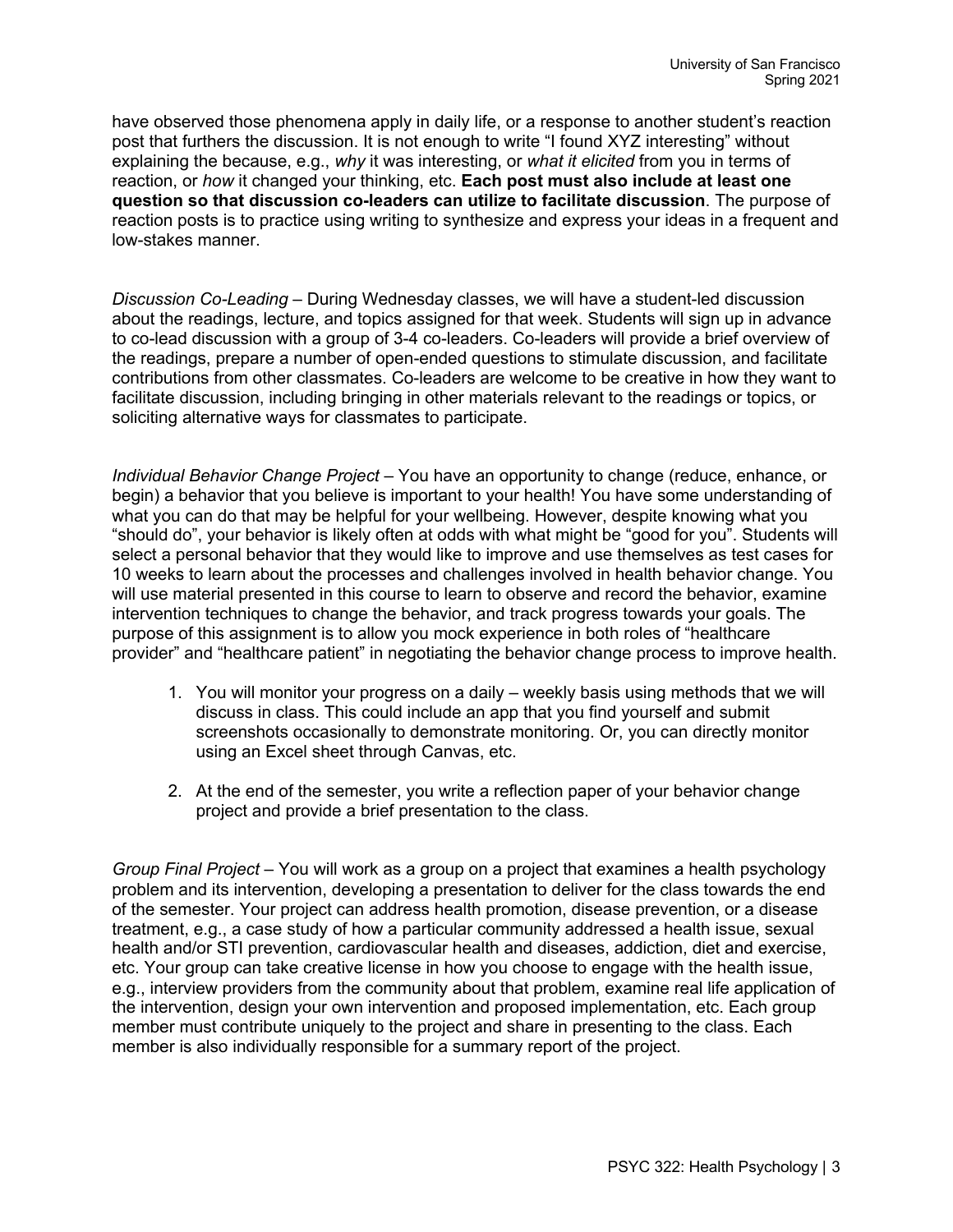have observed those phenomena apply in daily life, or a response to another student's reaction post that furthers the discussion. It is not enough to write "I found XYZ interesting" without explaining the because, e.g., *why* it was interesting, or *what it elicited* from you in terms of reaction, or *how* it changed your thinking, etc. **Each post must also include at least one question so that discussion co-leaders can utilize to facilitate discussion**. The purpose of reaction posts is to practice using writing to synthesize and express your ideas in a frequent and low-stakes manner.

*Discussion Co-Leading* – During Wednesday classes, we will have a student-led discussion about the readings, lecture, and topics assigned for that week. Students will sign up in advance to co-lead discussion with a group of 3-4 co-leaders. Co-leaders will provide a brief overview of the readings, prepare a number of open-ended questions to stimulate discussion, and facilitate contributions from other classmates. Co-leaders are welcome to be creative in how they want to facilitate discussion, including bringing in other materials relevant to the readings or topics, or soliciting alternative ways for classmates to participate.

*Individual Behavior Change Project* – You have an opportunity to change (reduce, enhance, or begin) a behavior that you believe is important to your health! You have some understanding of what you can do that may be helpful for your wellbeing. However, despite knowing what you "should do", your behavior is likely often at odds with what might be "good for you". Students will select a personal behavior that they would like to improve and use themselves as test cases for 10 weeks to learn about the processes and challenges involved in health behavior change. You will use material presented in this course to learn to observe and record the behavior, examine intervention techniques to change the behavior, and track progress towards your goals. The purpose of this assignment is to allow you mock experience in both roles of "healthcare provider" and "healthcare patient" in negotiating the behavior change process to improve health.

1. You will monitor your progress on a daily – weekly basis using methods that we will discuss in class. This could include an app that you find yourself and submit screenshots occasionally to demonstrate monitoring. Or, you can directly monitor using an Excel sheet through Canvas, etc.

2. At the end of the semester, you write a reflection paper of your behavior change project and provide a brief presentation to the class.

*Group Final Project* – You will work as a group on a project that examines a health psychology problem and its intervention, developing a presentation to deliver for the class towards the end of the semester. Your project can address health promotion, disease prevention, or a disease treatment, e.g., a case study of how a particular community addressed a health issue, sexual health and/or STI prevention, cardiovascular health and diseases, addiction, diet and exercise, etc. Your group can take creative license in how you choose to engage with the health issue, e.g., interview providers from the community about that problem, examine real life application of the intervention, design your own intervention and proposed implementation, etc. Each group member must contribute uniquely to the project and share in presenting to the class. Each member is also individually responsible for a summary report of the project.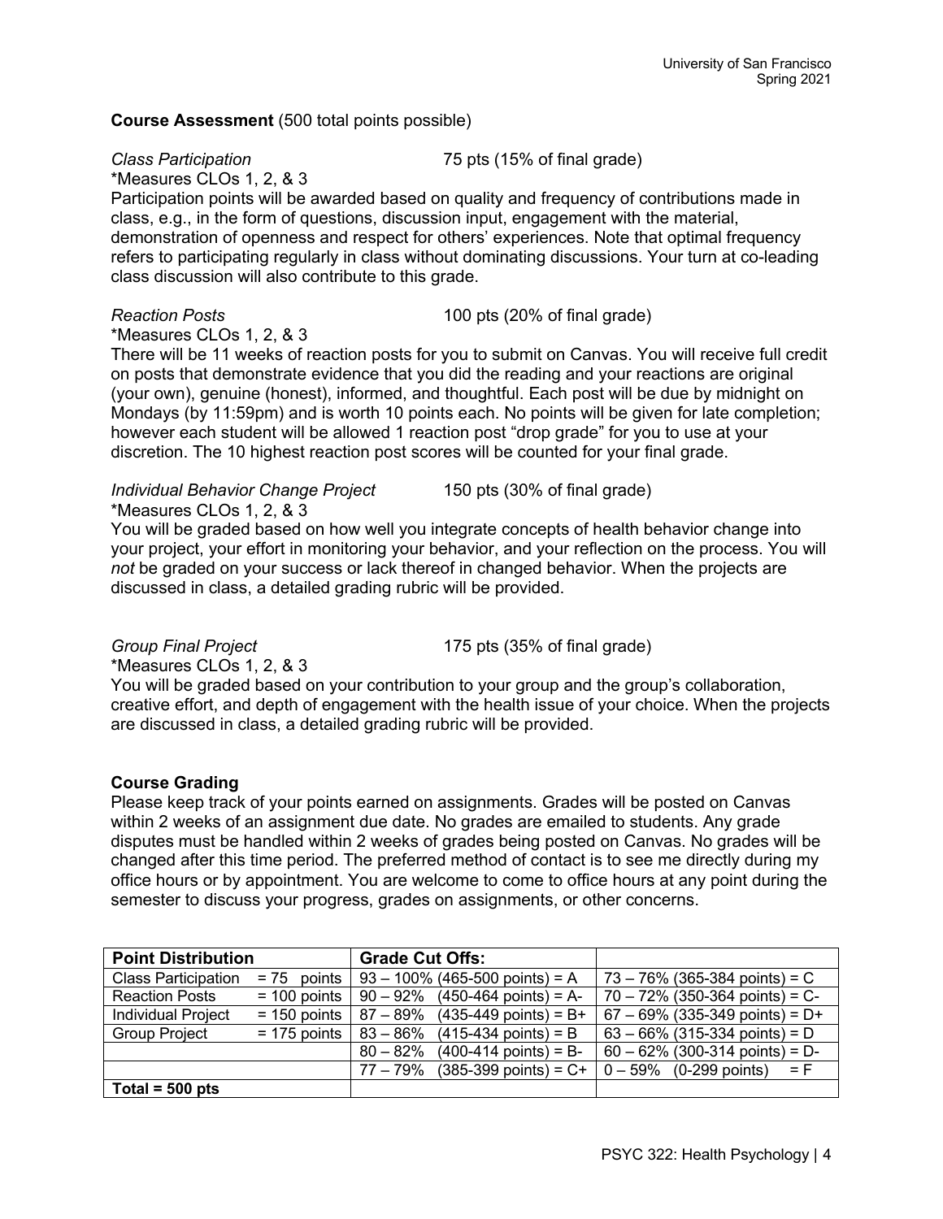**Course Assessment** (500 total points possible)

*Class Participation* 75 pts (15% of final grade)
*Measures CLOs 1, 2, & 3
Participation points will be awarded based on quality and frequency of contributions made in class, e.g., in the form of questions, discussion input, engagement with the material, demonstration of openness and respect for others' experiences. Note that optimal frequency refers to participating regularly in class without dominating discussions. Your turn at co-leading class discussion will also contribute to this grade.

*Reaction Posts* 100 pts (20% of final grade)
*Measures CLOs 1, 2, & 3
There will be 11 weeks of reaction posts for you to submit on Canvas. You will receive full credit on posts that demonstrate evidence that you did the reading and your reactions are original (your own), genuine (honest), informed, and thoughtful. Each post will be due by midnight on Mondays (by 11:59pm) and is worth 10 points each. No points will be given for late completion; however each student will be allowed 1 reaction post "drop grade" for you to use at your discretion. The 10 highest reaction post scores will be counted for your final grade.

*Individual Behavior Change Project* 150 pts (30% of final grade)
*Measures CLOs 1, 2, & 3
You will be graded based on how well you integrate concepts of health behavior change into your project, your effort in monitoring your behavior, and your reflection on the process. You will *not* be graded on your success or lack thereof in changed behavior. When the projects are discussed in class, a detailed grading rubric will be provided.

*Group Final Project* 175 pts (35% of final grade)
*Measures CLOs 1, 2, & 3
You will be graded based on your contribution to your group and the group's collaboration, creative effort, and depth of engagement with the health issue of your choice. When the projects are discussed in class, a detailed grading rubric will be provided.

**Course Grading**
Please keep track of your points earned on assignments. Grades will be posted on Canvas within 2 weeks of an assignment due date. No grades are emailed to students. Any grade disputes must be handled within 2 weeks of grades being posted on Canvas. No grades will be changed after this time period. The preferred method of contact is to see me directly during my office hours or by appointment. You are welcome to come to office hours at any point during the semester to discuss your progress, grades on assignments, or other concerns.

| **Point Distribution** | | **Grade Cut Offs:** | |
|---|---|---|---|
| Class Participation | = 75 points | 93 – 100% (465-500 points) = A | 73 – 76% (365-384 points) = C |
| Reaction Posts | = 100 points | 90 – 92% (450-464 points) = A- | 70 – 72% (350-364 points) = C- |
| Individual Project | = 150 points | 87 – 89% (435-449 points) = B+ | 67 – 69% (335-349 points) = D+ |
| Group Project | = 175 points | 83 – 86% (415-434 points) = B | 63 – 66% (315-334 points) = D |
| | | 80 – 82% (400-414 points) = B- | 60 – 62% (300-314 points) = D- |
| | | 77 – 79% (385-399 points) = C+ | 0 – 59% (0-299 points) = F |
| **Total = 500 pts** | | | |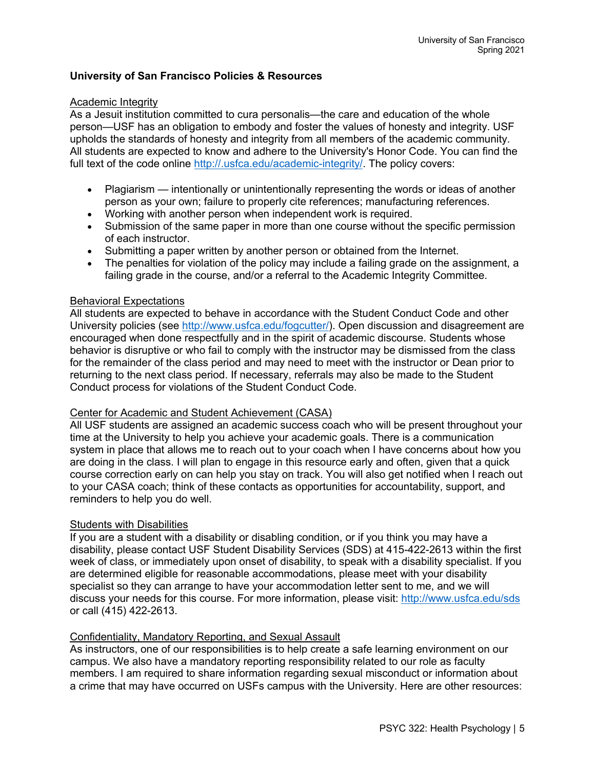## University of San Francisco Policies & Resources

### Academic Integrity

As a Jesuit institution committed to cura personalis—the care and education of the whole person—USF has an obligation to embody and foster the values of honesty and integrity. USF upholds the standards of honesty and integrity from all members of the academic community. All students are expected to know and adhere to the University's Honor Code. You can find the full text of the code online [http://.usfca.edu/academic-integrity/](http://.usfca.edu/academic-integrity/). The policy covers:

- Plagiarism — intentionally or unintentionally representing the words or ideas of another person as your own; failure to properly cite references; manufacturing references.
- Working with another person when independent work is required.
- Submission of the same paper in more than one course without the specific permission of each instructor.
- Submitting a paper written by another person or obtained from the Internet.
- The penalties for violation of the policy may include a failing grade on the assignment, a failing grade in the course, and/or a referral to the Academic Integrity Committee.

### Behavioral Expectations

All students are expected to behave in accordance with the Student Conduct Code and other University policies (see [http://www.usfca.edu/fogcutter/](http://www.usfca.edu/fogcutter/)). Open discussion and disagreement are encouraged when done respectfully and in the spirit of academic discourse. Students whose behavior is disruptive or who fail to comply with the instructor may be dismissed from the class for the remainder of the class period and may need to meet with the instructor or Dean prior to returning to the next class period. If necessary, referrals may also be made to the Student Conduct process for violations of the Student Conduct Code.

### Center for Academic and Student Achievement (CASA)

All USF students are assigned an academic success coach who will be present throughout your time at the University to help you achieve your academic goals. There is a communication system in place that allows me to reach out to your coach when I have concerns about how you are doing in the class. I will plan to engage in this resource early and often, given that a quick course correction early on can help you stay on track. You will also get notified when I reach out to your CASA coach; think of these contacts as opportunities for accountability, support, and reminders to help you do well.

### Students with Disabilities

If you are a student with a disability or disabling condition, or if you think you may have a disability, please contact USF Student Disability Services (SDS) at 415-422-2613 within the first week of class, or immediately upon onset of disability, to speak with a disability specialist. If you are determined eligible for reasonable accommodations, please meet with your disability specialist so they can arrange to have your accommodation letter sent to me, and we will discuss your needs for this course. For more information, please visit: [http://www.usfca.edu/sds](http://www.usfca.edu/sds) or call (415) 422-2613.

### Confidentiality, Mandatory Reporting, and Sexual Assault

As instructors, one of our responsibilities is to help create a safe learning environment on our campus. We also have a mandatory reporting responsibility related to our role as faculty members. I am required to share information regarding sexual misconduct or information about a crime that may have occurred on USFs campus with the University. Here are other resources: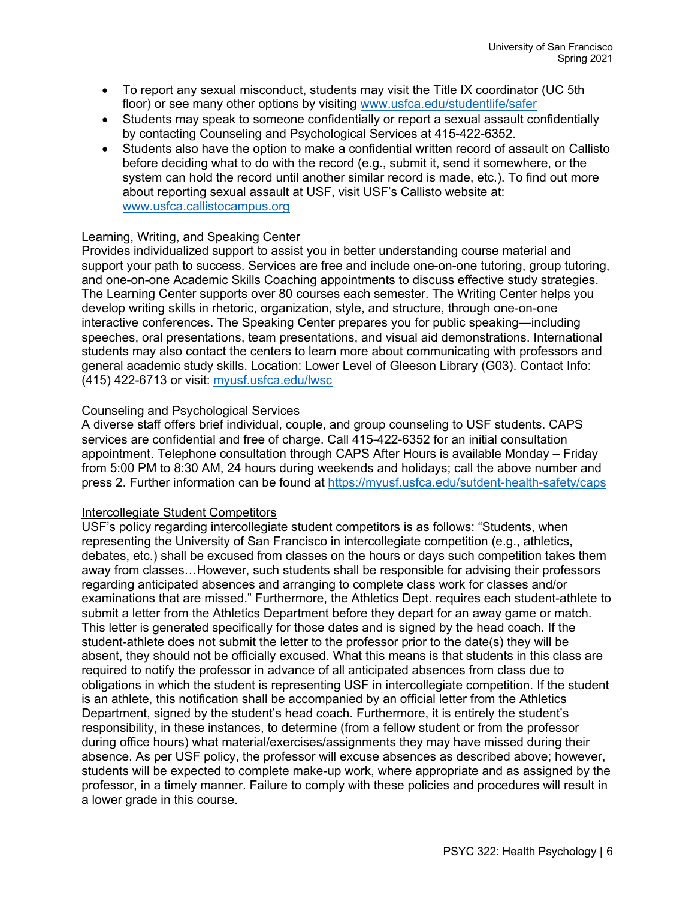- To report any sexual misconduct, students may visit the Title IX coordinator (UC 5th floor) or see many other options by visiting www.usfca.edu/studentlife/safer
- Students may speak to someone confidentially or report a sexual assault confidentially by contacting Counseling and Psychological Services at 415-422-6352.
- Students also have the option to make a confidential written record of assault on Callisto before deciding what to do with the record (e.g., submit it, send it somewhere, or the system can hold the record until another similar record is made, etc.). To find out more about reporting sexual assault at USF, visit USF's Callisto website at: www.usfca.callistocampus.org

Learning, Writing, and Speaking Center

Provides individualized support to assist you in better understanding course material and support your path to success. Services are free and include one-on-one tutoring, group tutoring, and one-on-one Academic Skills Coaching appointments to discuss effective study strategies. The Learning Center supports over 80 courses each semester. The Writing Center helps you develop writing skills in rhetoric, organization, style, and structure, through one-on-one interactive conferences. The Speaking Center prepares you for public speaking—including speeches, oral presentations, team presentations, and visual aid demonstrations. International students may also contact the centers to learn more about communicating with professors and general academic study skills. Location: Lower Level of Gleeson Library (G03). Contact Info: (415) 422-6713 or visit: myusf.usfca.edu/lwsc

Counseling and Psychological Services

A diverse staff offers brief individual, couple, and group counseling to USF students. CAPS services are confidential and free of charge. Call 415-422-6352 for an initial consultation appointment. Telephone consultation through CAPS After Hours is available Monday – Friday from 5:00 PM to 8:30 AM, 24 hours during weekends and holidays; call the above number and press 2. Further information can be found at https://myusf.usfca.edu/sutdent-health-safety/caps

Intercollegiate Student Competitors

USF's policy regarding intercollegiate student competitors is as follows: "Students, when representing the University of San Francisco in intercollegiate competition (e.g., athletics, debates, etc.) shall be excused from classes on the hours or days such competition takes them away from classes…However, such students shall be responsible for advising their professors regarding anticipated absences and arranging to complete class work for classes and/or examinations that are missed." Furthermore, the Athletics Dept. requires each student-athlete to submit a letter from the Athletics Department before they depart for an away game or match. This letter is generated specifically for those dates and is signed by the head coach. If the student-athlete does not submit the letter to the professor prior to the date(s) they will be absent, they should not be officially excused. What this means is that students in this class are required to notify the professor in advance of all anticipated absences from class due to obligations in which the student is representing USF in intercollegiate competition. If the student is an athlete, this notification shall be accompanied by an official letter from the Athletics Department, signed by the student's head coach. Furthermore, it is entirely the student's responsibility, in these instances, to determine (from a fellow student or from the professor during office hours) what material/exercises/assignments they may have missed during their absence. As per USF policy, the professor will excuse absences as described above; however, students will be expected to complete make-up work, where appropriate and as assigned by the professor, in a timely manner. Failure to comply with these policies and procedures will result in a lower grade in this course.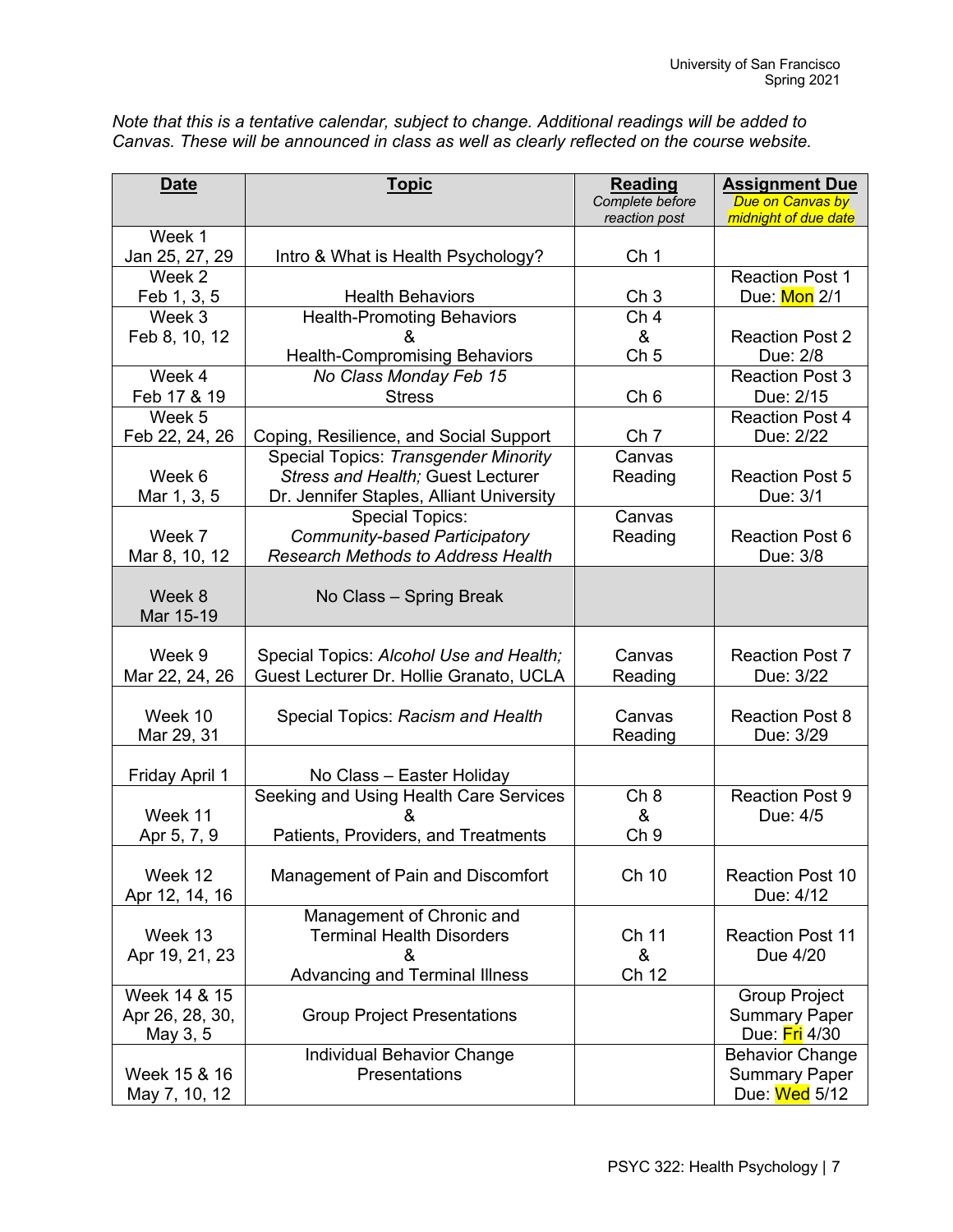*Note that this is a tentative calendar, subject to change. Additional readings will be added to Canvas. These will be announced in class as well as clearly reflected on the course website.*

| **Date** | **Topic** | **Reading** *Complete before reaction post* | **Assignment Due** *Due on Canvas by midnight of due date* |
|---|---|---|---|
| Week 1 Jan 25, 27, 29 | Intro & What is Health Psychology? | Ch 1 | |
| Week 2 Feb 1, 3, 5 | Health Behaviors | Ch 3 | Reaction Post 1 Due: Mon 2/1 |
| Week 3 Feb 8, 10, 12 | Health-Promoting Behaviors & Health-Compromising Behaviors | Ch 4 & Ch 5 | Reaction Post 2 Due: 2/8 |
| Week 4 Feb 17 & 19 | *No Class Monday Feb 15* Stress | Ch 6 | Reaction Post 3 Due: 2/15 |
| Week 5 Feb 22, 24, 26 | Coping, Resilience, and Social Support | Ch 7 | Reaction Post 4 Due: 2/22 |
| Week 6 Mar 1, 3, 5 | Special Topics: *Transgender Minority Stress and Health;* Guest Lecturer Dr. Jennifer Staples, Alliant University | Canvas Reading | Reaction Post 5 Due: 3/1 |
| Week 7 Mar 8, 10, 12 | Special Topics: *Community-based Participatory Research Methods to Address Health* | Canvas Reading | Reaction Post 6 Due: 3/8 |
| Week 8 Mar 15-19 | No Class – Spring Break | | |
| Week 9 Mar 22, 24, 26 | Special Topics: *Alcohol Use and Health;* Guest Lecturer Dr. Hollie Granato, UCLA | Canvas Reading | Reaction Post 7 Due: 3/22 |
| Week 10 Mar 29, 31 | Special Topics: *Racism and Health* | Canvas Reading | Reaction Post 8 Due: 3/29 |
| Friday April 1 | No Class – Easter Holiday | | |
| Week 11 Apr 5, 7, 9 | Seeking and Using Health Care Services & Patients, Providers, and Treatments | Ch 8 & Ch 9 | Reaction Post 9 Due: 4/5 |
| Week 12 Apr 12, 14, 16 | Management of Pain and Discomfort | Ch 10 | Reaction Post 10 Due: 4/12 |
| Week 13 Apr 19, 21, 23 | Management of Chronic and Terminal Health Disorders & Advancing and Terminal Illness | Ch 11 & Ch 12 | Reaction Post 11 Due 4/20 |
| Week 14 & 15 Apr 26, 28, 30, May 3, 5 | Group Project Presentations | | Group Project Summary Paper Due: Fri 4/30 |
| Week 15 & 16 May 7, 10, 12 | Individual Behavior Change Presentations | | Behavior Change Summary Paper Due: Wed 5/12 |